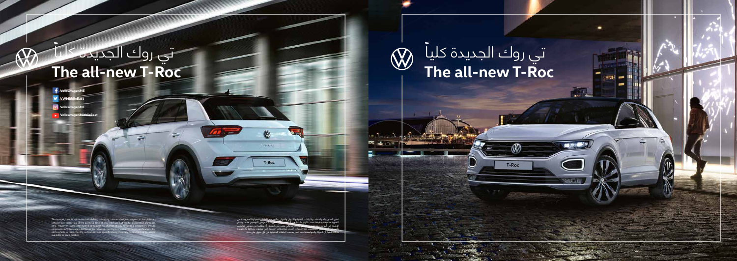# تي روك الجديدة كلياً
# The all-new T-Roc

VolkswagenME
VWMiddleEast
VolkswagenME
VolkswagenMiddleEast

The images, specifications/technical data, colouring, interior designs in respect to the pictured vehicles are correct as of the printing date of this brochure but are for illustration purposes only. However, such information is subject to change at any time and customers should enquire from Volkswagen dealers in the relevant country for current details/specifications for each vehicle in their country, as features and specifications may vary depending on packages available in each market.

تعتبر الصور والمواصفات والبيانات التقنية والألوان والتصاميم الداخلية للسيارة المعروضة في الصورة صحيحة ودقيقة حسب تاريخ طباعة هذا الكتيب، ولكنها لأغراض التوضيح فقط. ويجب الإشارة إلى أنها خاضعة للتغيير في أي وقت ويتعين على العملاء أن يطلبوا من موزعي فولكس فاجن المعتمدين في بلدهم معلومات حول مواصفات السيارة التي يرغبون بشرائها بالمعلومات علماً أن الميزات والمواصفات قد تتغير بحسب الباقات المتوفرة في كل سوق على حدة.

# تي روك الجديدة كلياً
# The all-new T-Roc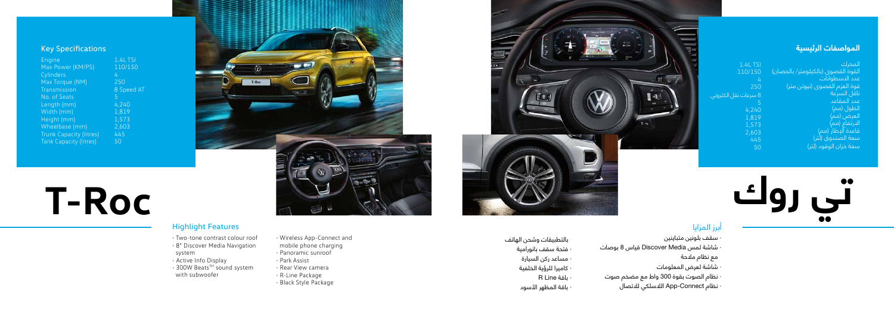# T-Roc

## Key Specifications

| | |
|---|---|
| Engine | 1.4L TSI |
| Max Power (KM/PS) | 110/150 |
| Cylinders | 4 |
| Max Torque (NM) | 250 |
| Transmission | 8 Speed AT |
| No. of Seats | 5 |
| Length (mm) | 4,240 |
| Width (mm) | 1,819 |
| Height (mm) | 1,573 |
| Wheelbase (mm) | 2,603 |
| Trunk Capacity (litres) | 445 |
| Tank Capacity (litres) | 50 |

## Highlight Features

- Two-tone contrast colour roof
- 8" Discover Media Navigation system
- Active Info Display
- 300W Beats™ sound system with subwoofer
- Wireless App-Connect and mobile phone charging
- Panoramic sunroof
- Park Assist
- Rear View camera
- R-Line Package
- Black Style Package

# تي روك

## المواصفات الرئيسية

| | |
|---|---|
| المحرك | 1.4L TSI |
| القوة القصوى (بالكيلومتر/ بالحصان) | 110/150 |
| عدد الاسطوانات | 4 |
| قوة العزم القصوى (نيوتن متر) | 250 |
| ناقل السرعة | 8 سرعات نقل الكتروني |
| عدد المقاعد | 5 |
| الطول (مم) | 4,240 |
| العرض (مم) | 1,819 |
| الارتفاع (مم) | 1,573 |
| قاعدة الإطار (مم) | 2,603 |
| سعة الصندوق (لتر) | 445 |
| سعة خزان الوقود (لتر) | 50 |

## أبرز المزايا

- سقف بلونين متباينين
- شاشة لمس Discover Media قياس 8 بوصات مع نظام ملاحة
- شاشة لعرض المعلومات
- نظام الصوت بقوة 300 واط مع مضخم صوت
- نظام App-Connect اللاسلكي للاتصال بالتطبيقات وشحن الهاتف
- فتحة سقف بانورامية
- مساعد ركن السيارة
- كاميرا للرؤية الخلفية
- باقة R Line
- باقة المظهر الأسود